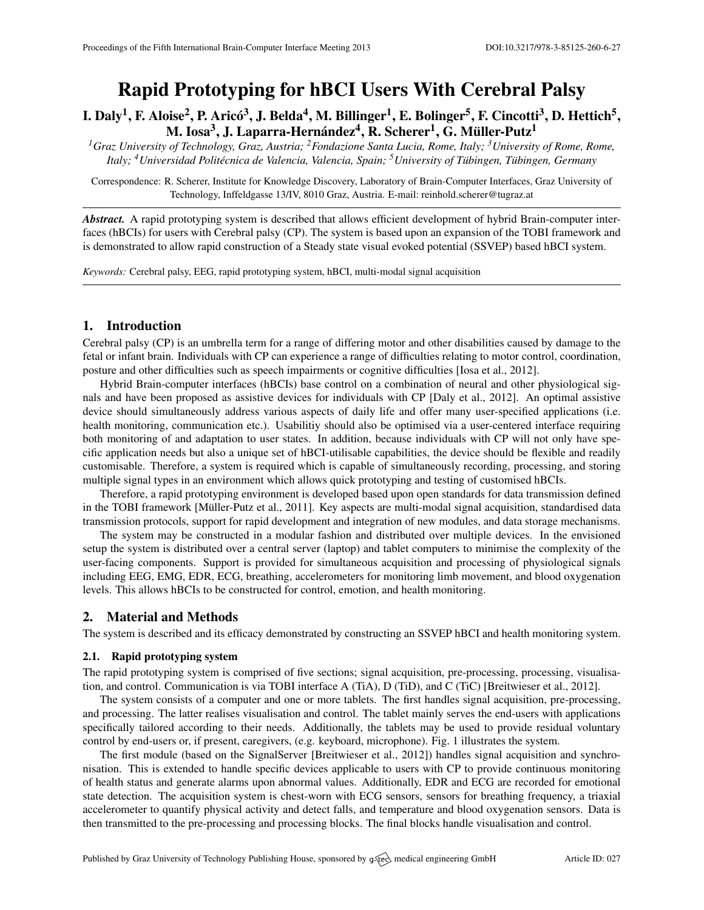# Rapid Prototyping for hBCI Users With Cerebral Palsy

**I. Daly[1], F. Aloise[2], P. Aricó[3], J. Belda[4], M. Billinger[1], E. Bolinger[5], F. Cincotti[3], D. Hettich[5], M. Iosa[3], J. Laparra-Hernández[4], R. Scherer[1], G. Müller-Putz[1]**

*[1]Graz University of Technology, Graz, Austria; [2]Fondazione Santa Lucia, Rome, Italy; [3]University of Rome, Rome, Italy; [4]Universidad Politécnica de Valencia, Valencia, Spain; [5]University of Tübingen, Tübingen, Germany*

Correspondence: R. Scherer, Institute for Knowledge Discovery, Laboratory of Brain-Computer Interfaces, Graz University of Technology, Inffeldgasse 13/IV, 8010 Graz, Austria. E-mail: reinhold.scherer@tugraz.at

***Abstract.*** A rapid prototyping system is described that allows efficient development of hybrid Brain-computer interfaces (hBCIs) for users with Cerebral palsy (CP). The system is based upon an expansion of the TOBI framework and is demonstrated to allow rapid construction of a Steady state visual evoked potential (SSVEP) based hBCI system.

*Keywords:* Cerebral palsy, EEG, rapid prototyping system, hBCI, multi-modal signal acquisition

## 1. Introduction

Cerebral palsy (CP) is an umbrella term for a range of differing motor and other disabilities caused by damage to the fetal or infant brain. Individuals with CP can experience a range of difficulties relating to motor control, coordination, posture and other difficulties such as speech impairments or cognitive difficulties [Iosa et al., 2012].

Hybrid Brain-computer interfaces (hBCIs) base control on a combination of neural and other physiological signals and have been proposed as assistive devices for individuals with CP [Daly et al., 2012]. An optimal assistive device should simultaneously address various aspects of daily life and offer many user-specified applications (i.e. health monitoring, communication etc.). Usabilitiy should also be optimised via a user-centered interface requiring both monitoring of and adaptation to user states. In addition, because individuals with CP will not only have specific application needs but also a unique set of hBCI-utilisable capabilities, the device should be flexible and readily customisable. Therefore, a system is required which is capable of simultaneously recording, processing, and storing multiple signal types in an environment which allows quick prototyping and testing of customised hBCIs.

Therefore, a rapid prototyping environment is developed based upon open standards for data transmission defined in the TOBI framework [Müller-Putz et al., 2011]. Key aspects are multi-modal signal acquisition, standardised data transmission protocols, support for rapid development and integration of new modules, and data storage mechanisms.

The system may be constructed in a modular fashion and distributed over multiple devices. In the envisioned setup the system is distributed over a central server (laptop) and tablet computers to minimise the complexity of the user-facing components. Support is provided for simultaneous acquisition and processing of physiological signals including EEG, EMG, EDR, ECG, breathing, accelerometers for monitoring limb movement, and blood oxygenation levels. This allows hBCIs to be constructed for control, emotion, and health monitoring.

## 2. Material and Methods

The system is described and its efficacy demonstrated by constructing an SSVEP hBCI and health monitoring system.

### 2.1. Rapid prototyping system

The rapid prototyping system is comprised of five sections; signal acquisition, pre-processing, processing, visualisation, and control. Communication is via TOBI interface A (TiA), D (TiD), and C (TiC) [Breitwieser et al., 2012].

The system consists of a computer and one or more tablets. The first handles signal acquisition, pre-processing, and processing. The latter realises visualisation and control. The tablet mainly serves the end-users with applications specifically tailored according to their needs. Additionally, the tablets may be used to provide residual voluntary control by end-users or, if present, caregivers, (e.g. keyboard, microphone). Fig. 1 illustrates the system.

The first module (based on the SignalServer [Breitwieser et al., 2012]) handles signal acquisition and synchronisation. This is extended to handle specific devices applicable to users with CP to provide continuous monitoring of health status and generate alarms upon abnormal values. Additionally, EDR and ECG are recorded for emotional state detection. The acquisition system is chest-worn with ECG sensors, sensors for breathing frequency, a triaxial accelerometer to quantify physical activity and detect falls, and temperature and blood oxygenation sensors. Data is then transmitted to the pre-processing and processing blocks. The final blocks handle visualisation and control.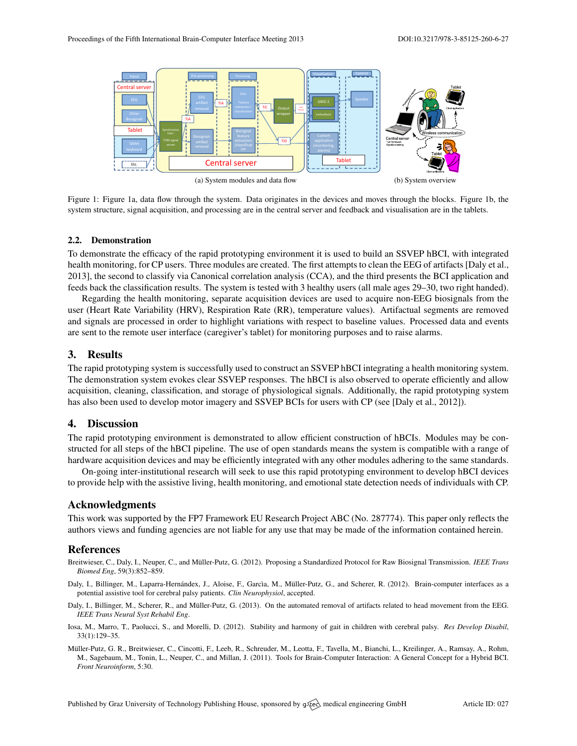(a) System modules and data flow

(b) System overview

Figure 1: Figure 1a, data flow through the system. Data originates in the devices and moves through the blocks. Figure 1b, the system structure, signal acquisition, and processing are in the central server and feedback and visualisation are in the tablets.

### 2.2. Demonstration

To demonstrate the efficacy of the rapid prototyping environment it is used to build an SSVEP hBCI, with integrated health monitoring, for CP users. Three modules are created. The first attempts to clean the EEG of artifacts [Daly et al., 2013], the second to classify via Canonical correlation analysis (CCA), and the third presents the BCI application and feeds back the classification results. The system is tested with 3 healthy users (all male ages 29–30, two right handed).

Regarding the health monitoring, separate acquisition devices are used to acquire non-EEG biosignals from the user (Heart Rate Variability (HRV), Respiration Rate (RR), temperature values). Artifactual segments are removed and signals are processed in order to highlight variations with respect to baseline values. Processed data and events are sent to the remote user interface (caregiver's tablet) for monitoring purposes and to raise alarms.

## 3. Results

The rapid prototyping system is successfully used to construct an SSVEP hBCI integrating a health monitoring system. The demonstration system evokes clear SSVEP responses. The hBCI is also observed to operate efficiently and allow acquisition, cleaning, classification, and storage of physiological signals. Additionally, the rapid prototyping system has also been used to develop motor imagery and SSVEP BCIs for users with CP (see [Daly et al., 2012]).

## 4. Discussion

The rapid prototyping environment is demonstrated to allow efficient construction of hBCIs. Modules may be constructed for all steps of the hBCI pipeline. The use of open standards means the system is compatible with a range of hardware acquisition devices and may be efficiently integrated with any other modules adhering to the same standards.

On-going inter-institutional research will seek to use this rapid prototyping environment to develop hBCI devices to provide help with the assistive living, health monitoring, and emotional state detection needs of individuals with CP.

## Acknowledgments

This work was supported by the FP7 Framework EU Research Project ABC (No. 287774). This paper only reflects the authors views and funding agencies are not liable for any use that may be made of the information contained herein.

## References

Breitwieser, C., Daly, I., Neuper, C., and Müller-Putz, G. (2012). Proposing a Standardized Protocol for Raw Biosignal Transmission. *IEEE Trans Biomed Eng*, 59(3):852–859.

Daly, I., Billinger, M., Laparra-Hernández, J., Aloise, F., Garcìa, M., Müller-Putz, G., and Scherer, R. (2012). Brain-computer interfaces as a potential assistive tool for cerebral palsy patients. *Clin Neurophysiol*, accepted.

Daly, I., Billinger, M., Scherer, R., and Müller-Putz, G. (2013). On the automated removal of artifacts related to head movement from the EEG. *IEEE Trans Neural Syst Rehabil Eng*.

Iosa, M., Marro, T., Paolucci, S., and Morelli, D. (2012). Stability and harmony of gait in children with cerebral palsy. *Res Develop Disabil*, 33(1):129–35.

Müller-Putz, G. R., Breitwieser, C., Cincotti, F., Leeb, R., Schreuder, M., Leotta, F., Tavella, M., Bianchi, L., Kreilinger, A., Ramsay, A., Rohm, M., Sagebaum, M., Tonin, L., Neuper, C., and Millan, J. (2011). Tools for Brain-Computer Interaction: A General Concept for a Hybrid BCI. *Front Neuroinform*, 5:30.